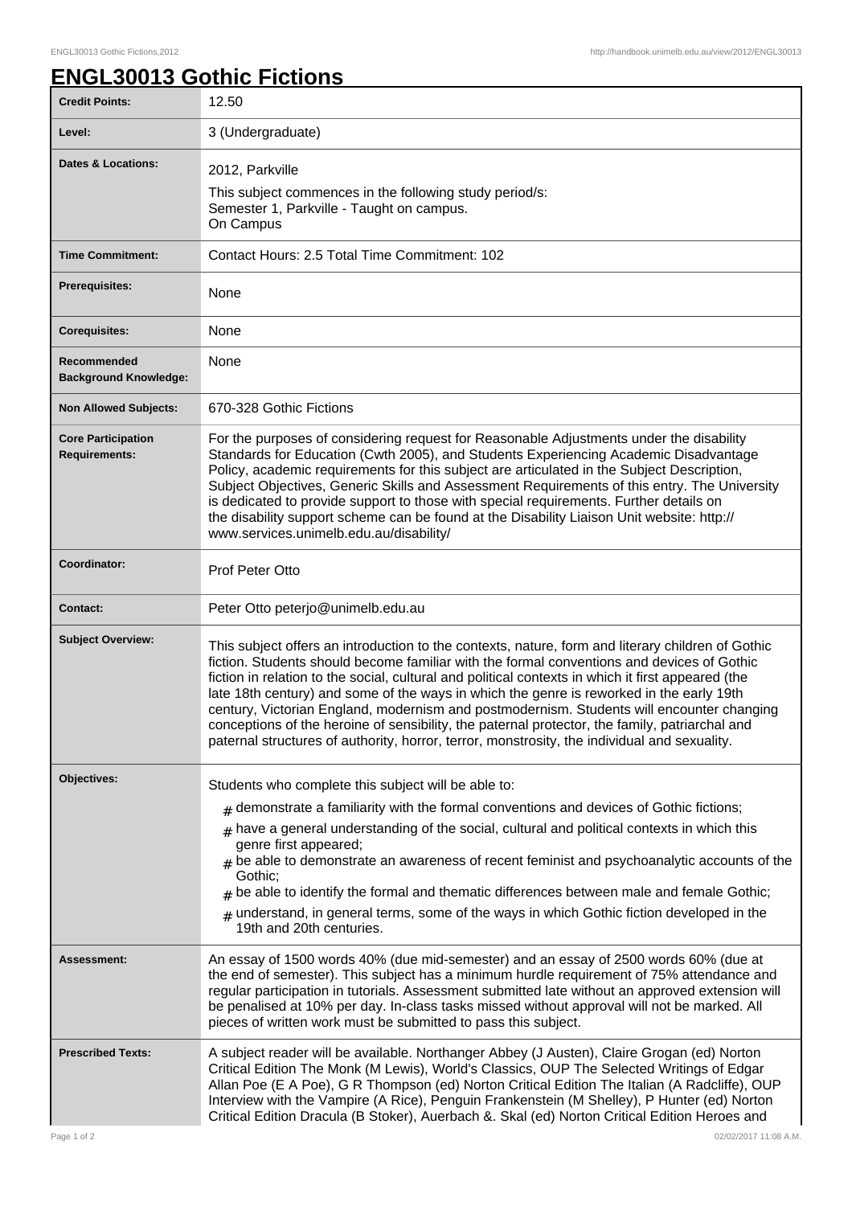# ENGL30013 Gothic Fictions

| | |
|---|---|
| **Credit Points:** | 12.50 |
| **Level:** | 3 (Undergraduate) |
| **Dates & Locations:** | 2012, Parkville<br>This subject commences in the following study period/s:<br>Semester 1, Parkville - Taught on campus.<br>On Campus |
| **Time Commitment:** | Contact Hours: 2.5 Total Time Commitment: 102 |
| **Prerequisites:** | None |
| **Corequisites:** | None |
| **Recommended Background Knowledge:** | None |
| **Non Allowed Subjects:** | 670-328 Gothic Fictions |
| **Core Participation Requirements:** | For the purposes of considering request for Reasonable Adjustments under the disability Standards for Education (Cwth 2005), and Students Experiencing Academic Disadvantage Policy, academic requirements for this subject are articulated in the Subject Description, Subject Objectives, Generic Skills and Assessment Requirements of this entry. The University is dedicated to provide support to those with special requirements. Further details on the disability support scheme can be found at the Disability Liaison Unit website: http://www.services.unimelb.edu.au/disability/ |
| **Coordinator:** | Prof Peter Otto |
| **Contact:** | Peter Otto peterjo@unimelb.edu.au |
| **Subject Overview:** | This subject offers an introduction to the contexts, nature, form and literary children of Gothic fiction. Students should become familiar with the formal conventions and devices of Gothic fiction in relation to the social, cultural and political contexts in which it first appeared (the late 18th century) and some of the ways in which the genre is reworked in the early 19th century, Victorian England, modernism and postmodernism. Students will encounter changing conceptions of the heroine of sensibility, the paternal protector, the family, patriarchal and paternal structures of authority, horror, terror, monstrosity, the individual and sexuality. |
| **Objectives:** | Students who complete this subject will be able to:<br># demonstrate a familiarity with the formal conventions and devices of Gothic fictions;<br># have a general understanding of the social, cultural and political contexts in which this genre first appeared;<br># be able to demonstrate an awareness of recent feminist and psychoanalytic accounts of the Gothic;<br># be able to identify the formal and thematic differences between male and female Gothic;<br># understand, in general terms, some of the ways in which Gothic fiction developed in the 19th and 20th centuries. |
| **Assessment:** | An essay of 1500 words 40% (due mid-semester) and an essay of 2500 words 60% (due at the end of semester). This subject has a minimum hurdle requirement of 75% attendance and regular participation in tutorials. Assessment submitted late without an approved extension will be penalised at 10% per day. In-class tasks missed without approval will not be marked. All pieces of written work must be submitted to pass this subject. |
| **Prescribed Texts:** | A subject reader will be available. Northanger Abbey (J Austen), Claire Grogan (ed) Norton Critical Edition The Monk (M Lewis), World's Classics, OUP The Selected Writings of Edgar Allan Poe (E A Poe), G R Thompson (ed) Norton Critical Edition The Italian (A Radcliffe), OUP Interview with the Vampire (A Rice), Penguin Frankenstein (M Shelley), P Hunter (ed) Norton Critical Edition Dracula (B Stoker), Auerbach &. Skal (ed) Norton Critical Edition Heroes and |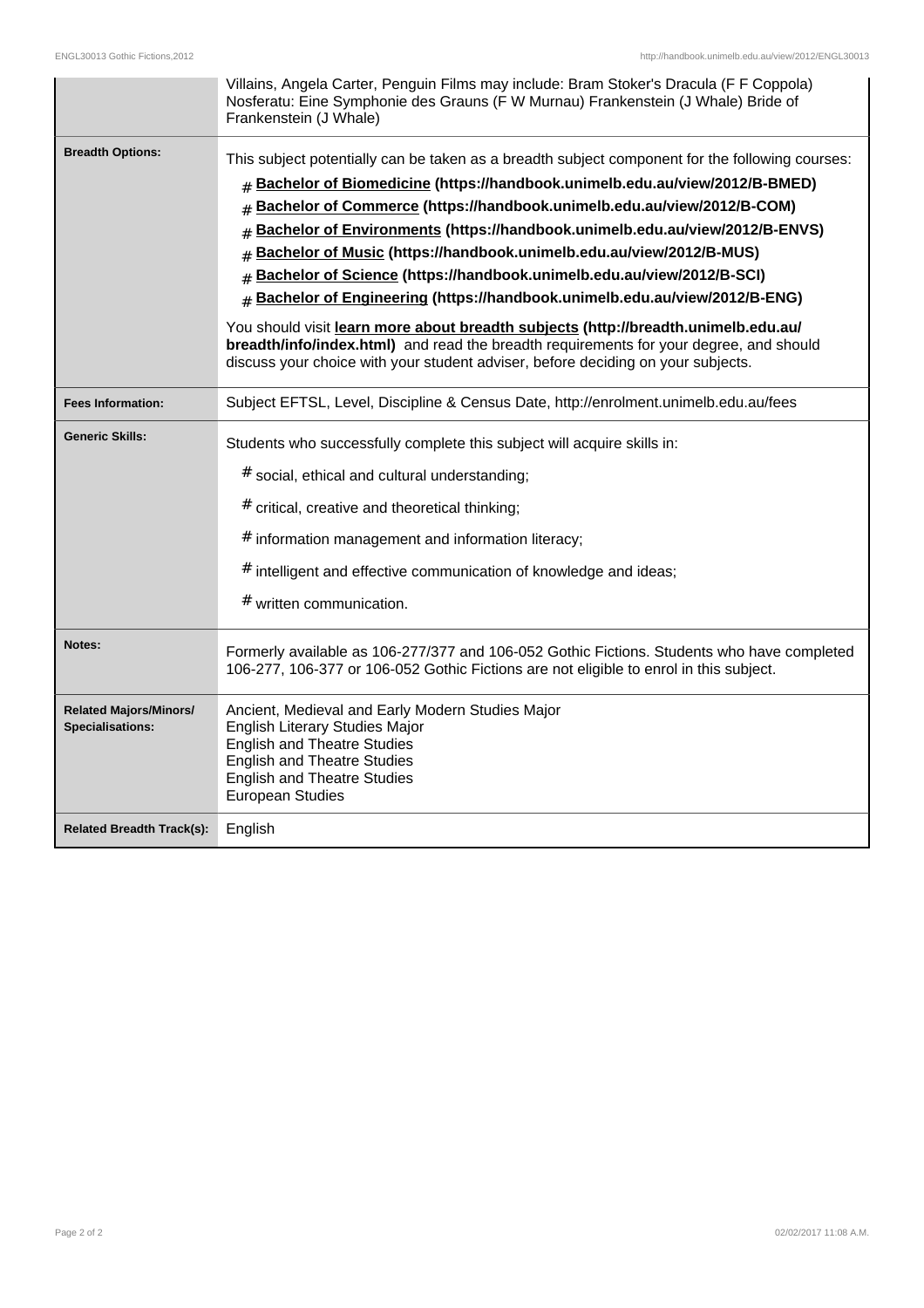| | |
|---|---|
| | Villains, Angela Carter, Penguin Films may include: Bram Stoker's Dracula (F F Coppola) Nosferatu: Eine Symphonie des Grauns (F W Murnau) Frankenstein (J Whale) Bride of Frankenstein (J Whale) |
| **Breadth Options:** | This subject potentially can be taken as a breadth subject component for the following courses: # **Bachelor of Biomedicine (https://handbook.unimelb.edu.au/view/2012/B-BMED)** # **Bachelor of Commerce (https://handbook.unimelb.edu.au/view/2012/B-COM)** # **Bachelor of Environments (https://handbook.unimelb.edu.au/view/2012/B-ENVS)** # **Bachelor of Music (https://handbook.unimelb.edu.au/view/2012/B-MUS)** # **Bachelor of Science (https://handbook.unimelb.edu.au/view/2012/B-SCI)** # **Bachelor of Engineering (https://handbook.unimelb.edu.au/view/2012/B-ENG)** You should visit **learn more about breadth subjects (http://breadth.unimelb.edu.au/breadth/info/index.html)** and read the breadth requirements for your degree, and should discuss your choice with your student adviser, before deciding on your subjects. |
| **Fees Information:** | Subject EFTSL, Level, Discipline & Census Date, http://enrolment.unimelb.edu.au/fees |
| **Generic Skills:** | Students who successfully complete this subject will acquire skills in: # social, ethical and cultural understanding; # critical, creative and theoretical thinking; # information management and information literacy; # intelligent and effective communication of knowledge and ideas; # written communication. |
| **Notes:** | Formerly available as 106-277/377 and 106-052 Gothic Fictions. Students who have completed 106-277, 106-377 or 106-052 Gothic Fictions are not eligible to enrol in this subject. |
| **Related Majors/Minors/ Specialisations:** | Ancient, Medieval and Early Modern Studies Major English Literary Studies Major English and Theatre Studies English and Theatre Studies English and Theatre Studies European Studies |
| **Related Breadth Track(s):** | English |